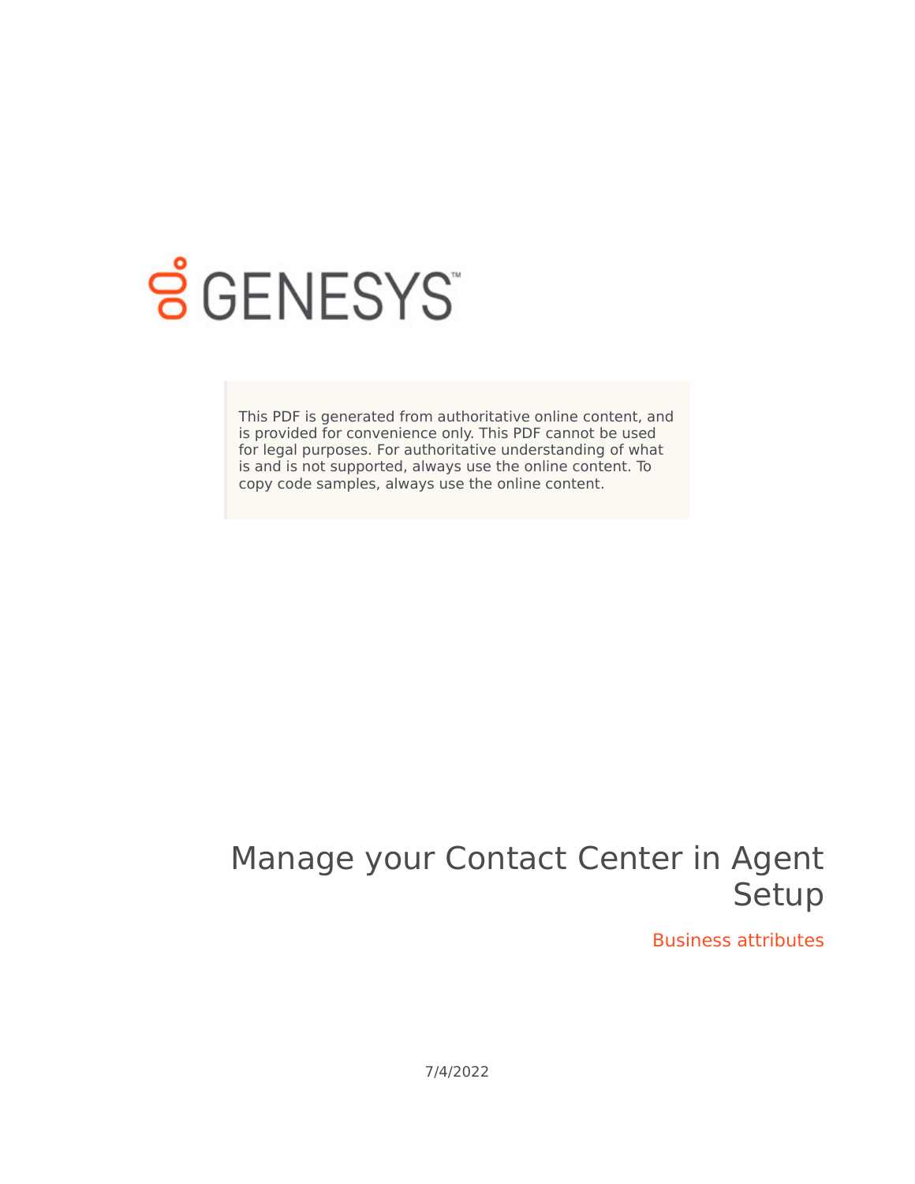GENESYS

This PDF is generated from authoritative online content, and is provided for convenience only. This PDF cannot be used for legal purposes. For authoritative understanding of what is and is not supported, always use the online content. To copy code samples, always use the online content.

# Manage your Contact Center in Agent Setup

## Business attributes

7/4/2022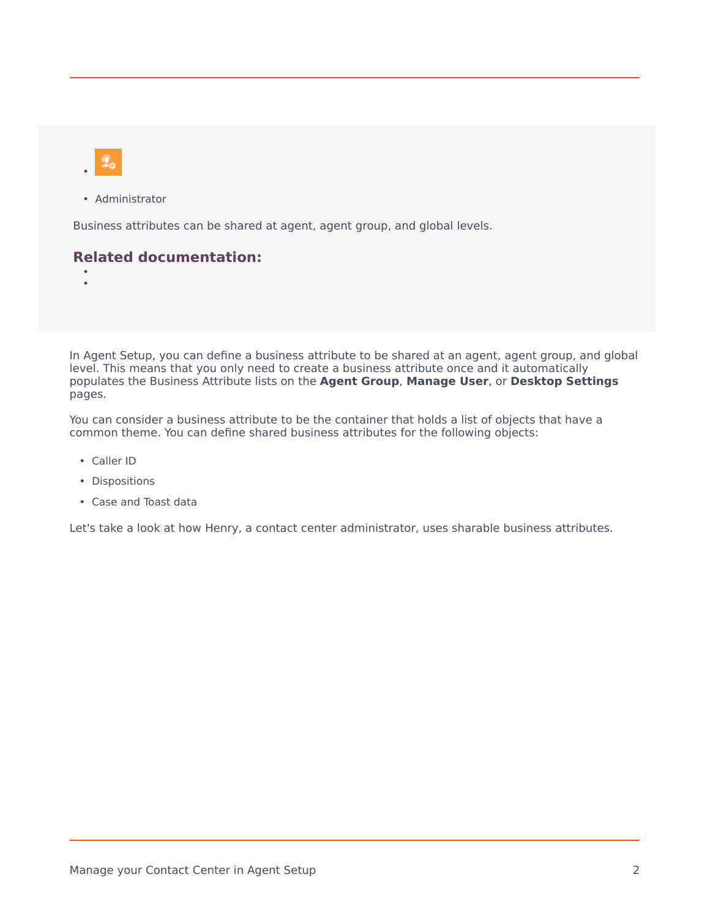- Administrator

Business attributes can be shared at agent, agent group, and global levels.

**Related documentation:**

-
-

In Agent Setup, you can define a business attribute to be shared at an agent, agent group, and global level. This means that you only need to create a business attribute once and it automatically populates the Business Attribute lists on the **Agent Group**, **Manage User**, or **Desktop Settings** pages.

You can consider a business attribute to be the container that holds a list of objects that have a common theme. You can define shared business attributes for the following objects:

- Caller ID
- Dispositions
- Case and Toast data

Let's take a look at how Henry, a contact center administrator, uses sharable business attributes.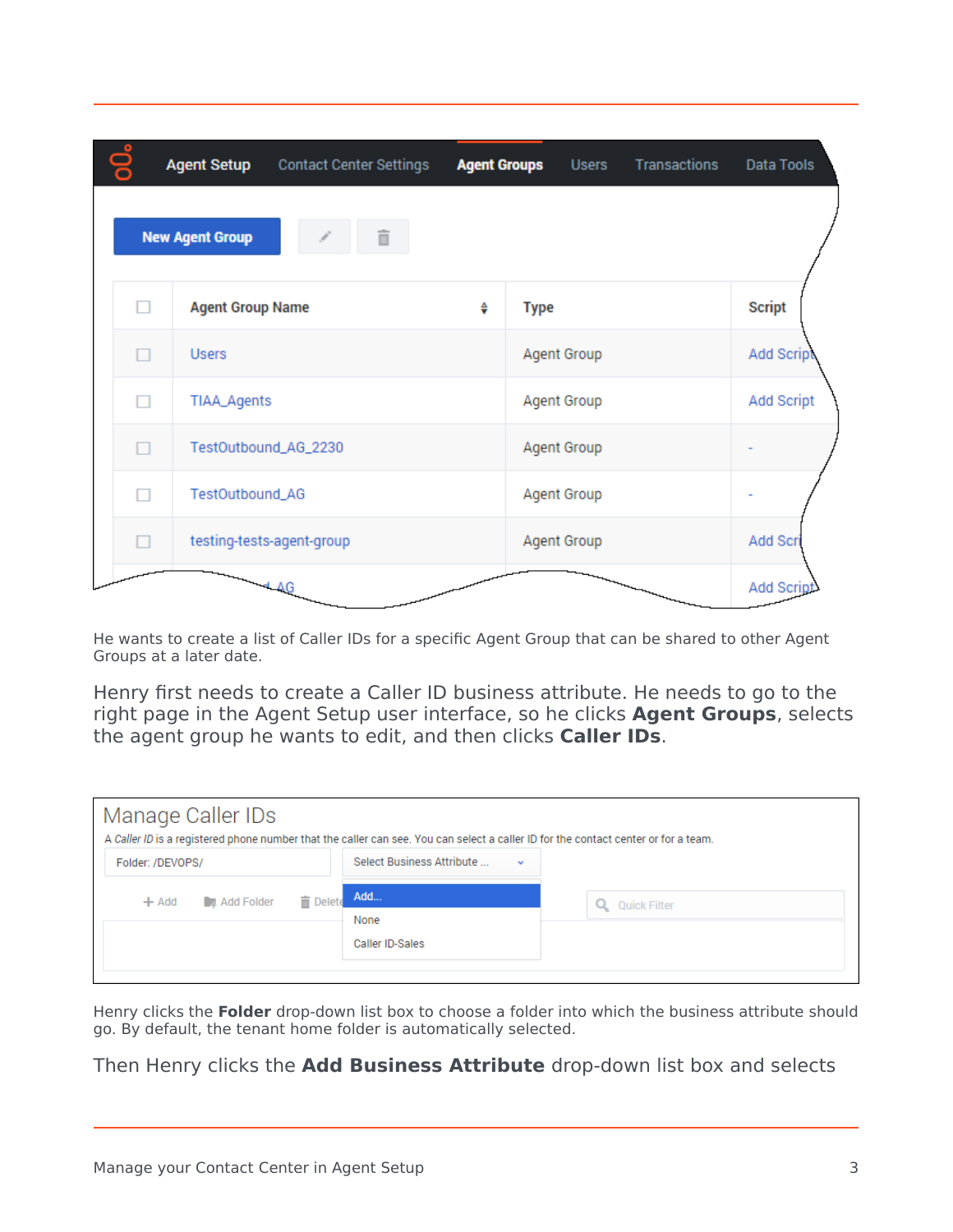He wants to create a list of Caller IDs for a specific Agent Group that can be shared to other Agent Groups at a later date.

Henry first needs to create a Caller ID business attribute. He needs to go to the right page in the Agent Setup user interface, so he clicks **Agent Groups**, selects the agent group he wants to edit, and then clicks **Caller IDs**.

Henry clicks the **Folder** drop-down list box to choose a folder into which the business attribute should go. By default, the tenant home folder is automatically selected.

Then Henry clicks the **Add Business Attribute** drop-down list box and selects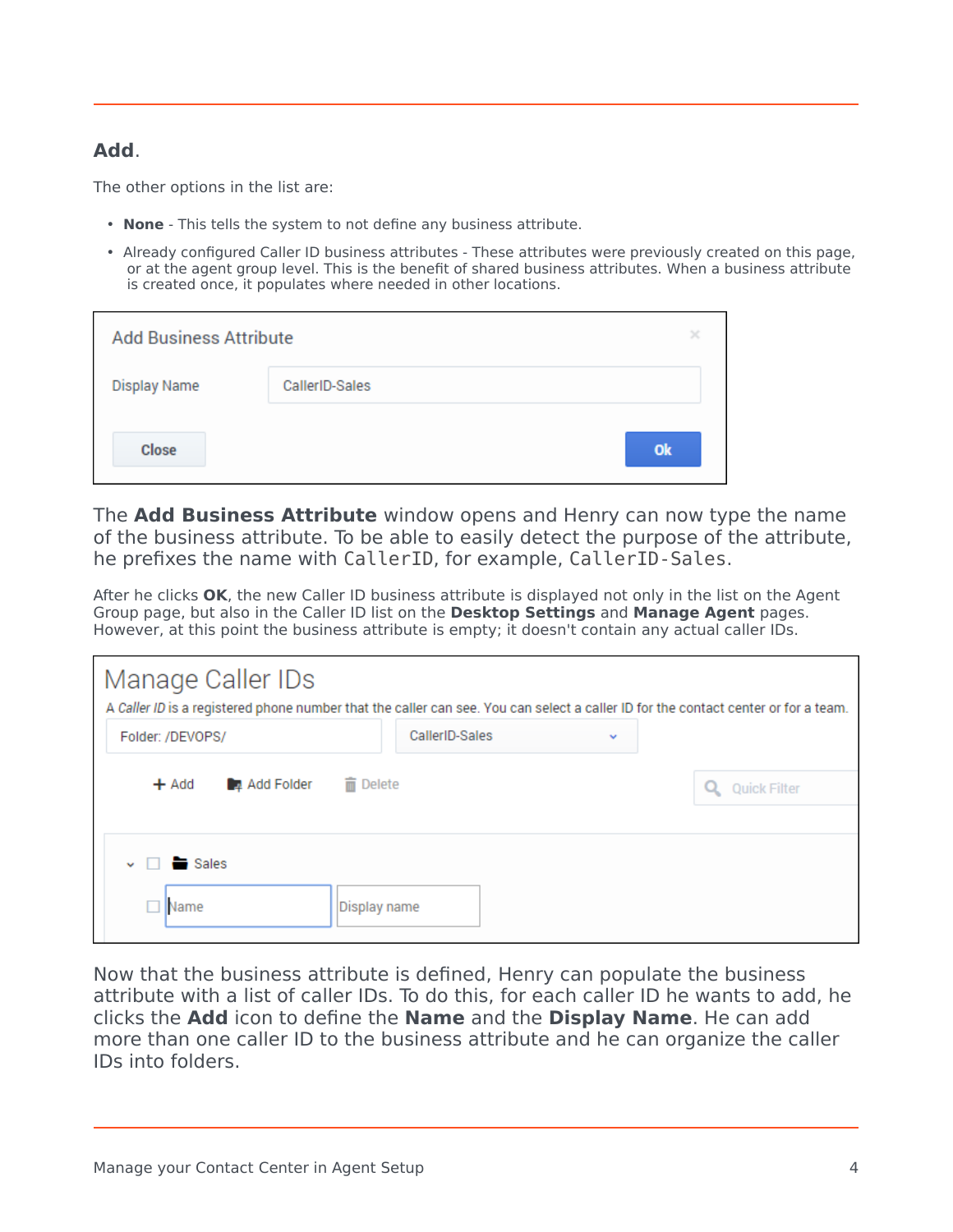**Add**.

The other options in the list are:

- **None** - This tells the system to not define any business attribute.
- Already configured Caller ID business attributes - These attributes were previously created on this page, or at the agent group level. This is the benefit of shared business attributes. When a business attribute is created once, it populates where needed in other locations.

The **Add Business Attribute** window opens and Henry can now type the name of the business attribute. To be able to easily detect the purpose of the attribute, he prefixes the name with `CallerID`, for example, `CallerID-Sales`.

After he clicks **OK**, the new Caller ID business attribute is displayed not only in the list on the Agent Group page, but also in the Caller ID list on the **Desktop Settings** and **Manage Agent** pages. However, at this point the business attribute is empty; it doesn't contain any actual caller IDs.

Now that the business attribute is defined, Henry can populate the business attribute with a list of caller IDs. To do this, for each caller ID he wants to add, he clicks the **Add** icon to define the **Name** and the **Display Name**. He can add more than one caller ID to the business attribute and he can organize the caller IDs into folders.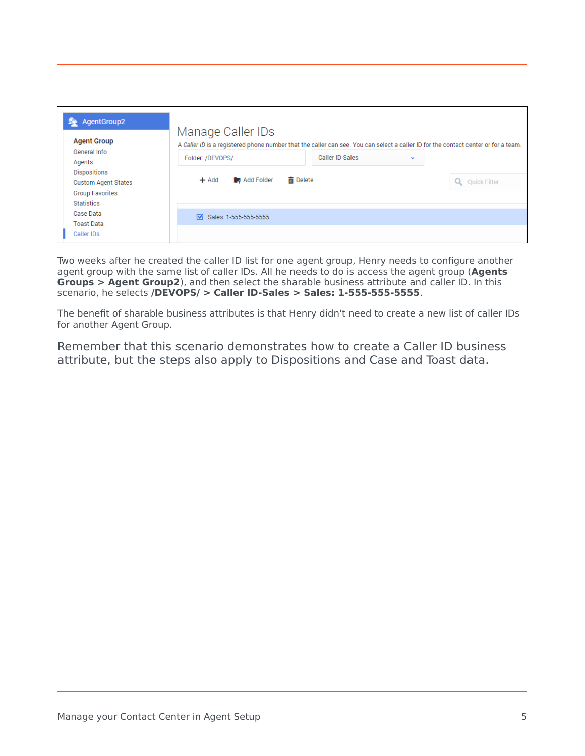Two weeks after he created the caller ID list for one agent group, Henry needs to configure another agent group with the same list of caller IDs. All he needs to do is access the agent group (**Agents Groups > Agent Group2**), and then select the sharable business attribute and caller ID. In this scenario, he selects **/DEVOPS/ > Caller ID-Sales > Sales: 1-555-555-5555**.

The benefit of sharable business attributes is that Henry didn't need to create a new list of caller IDs for another Agent Group.

Remember that this scenario demonstrates how to create a Caller ID business attribute, but the steps also apply to Dispositions and Case and Toast data.